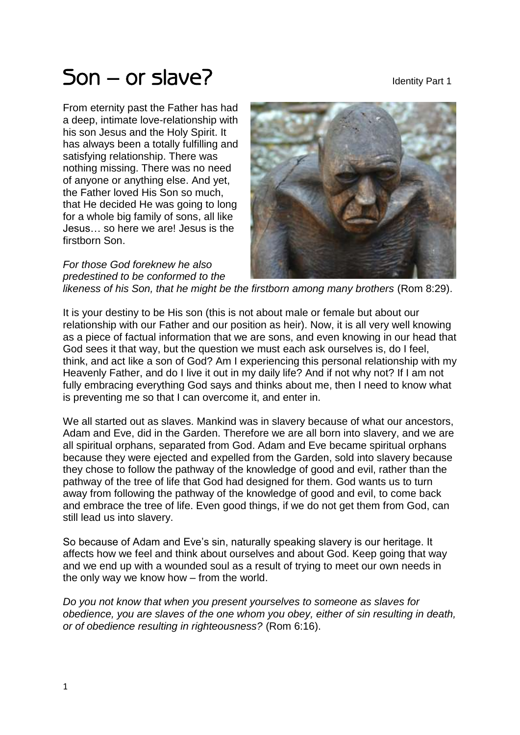# Son – or slave?

Identity Part 1

From eternity past the Father has had a deep, intimate love-relationship with his son Jesus and the Holy Spirit. It has always been a totally fulfilling and satisfying relationship. There was nothing missing. There was no need of anyone or anything else. And yet, the Father loved His Son so much, that He decided He was going to long for a whole big family of sons, all like Jesus… so here we are! Jesus is the firstborn Son.

*For those God foreknew he also predestined to be conformed to the likeness of his Son, that he might be the firstborn among many brothers* (Rom 8:29).

It is your destiny to be His son (this is not about male or female but about our relationship with our Father and our position as heir). Now, it is all very well knowing as a piece of factual information that we are sons, and even knowing in our head that God sees it that way, but the question we must each ask ourselves is, do I feel, think, and act like a son of God? Am I experiencing this personal relationship with my Heavenly Father, and do I live it out in my daily life? And if not why not? If I am not fully embracing everything God says and thinks about me, then I need to know what is preventing me so that I can overcome it, and enter in.

We all started out as slaves. Mankind was in slavery because of what our ancestors, Adam and Eve, did in the Garden. Therefore we are all born into slavery, and we are all spiritual orphans, separated from God. Adam and Eve became spiritual orphans because they were ejected and expelled from the Garden, sold into slavery because they chose to follow the pathway of the knowledge of good and evil, rather than the pathway of the tree of life that God had designed for them. God wants us to turn away from following the pathway of the knowledge of good and evil, to come back and embrace the tree of life. Even good things, if we do not get them from God, can still lead us into slavery.

So because of Adam and Eve's sin, naturally speaking slavery is our heritage. It affects how we feel and think about ourselves and about God. Keep going that way and we end up with a wounded soul as a result of trying to meet our own needs in the only way we know how – from the world.

*Do you not know that when you present yourselves to someone as slaves for obedience, you are slaves of the one whom you obey, either of sin resulting in death, or of obedience resulting in righteousness?* (Rom 6:16).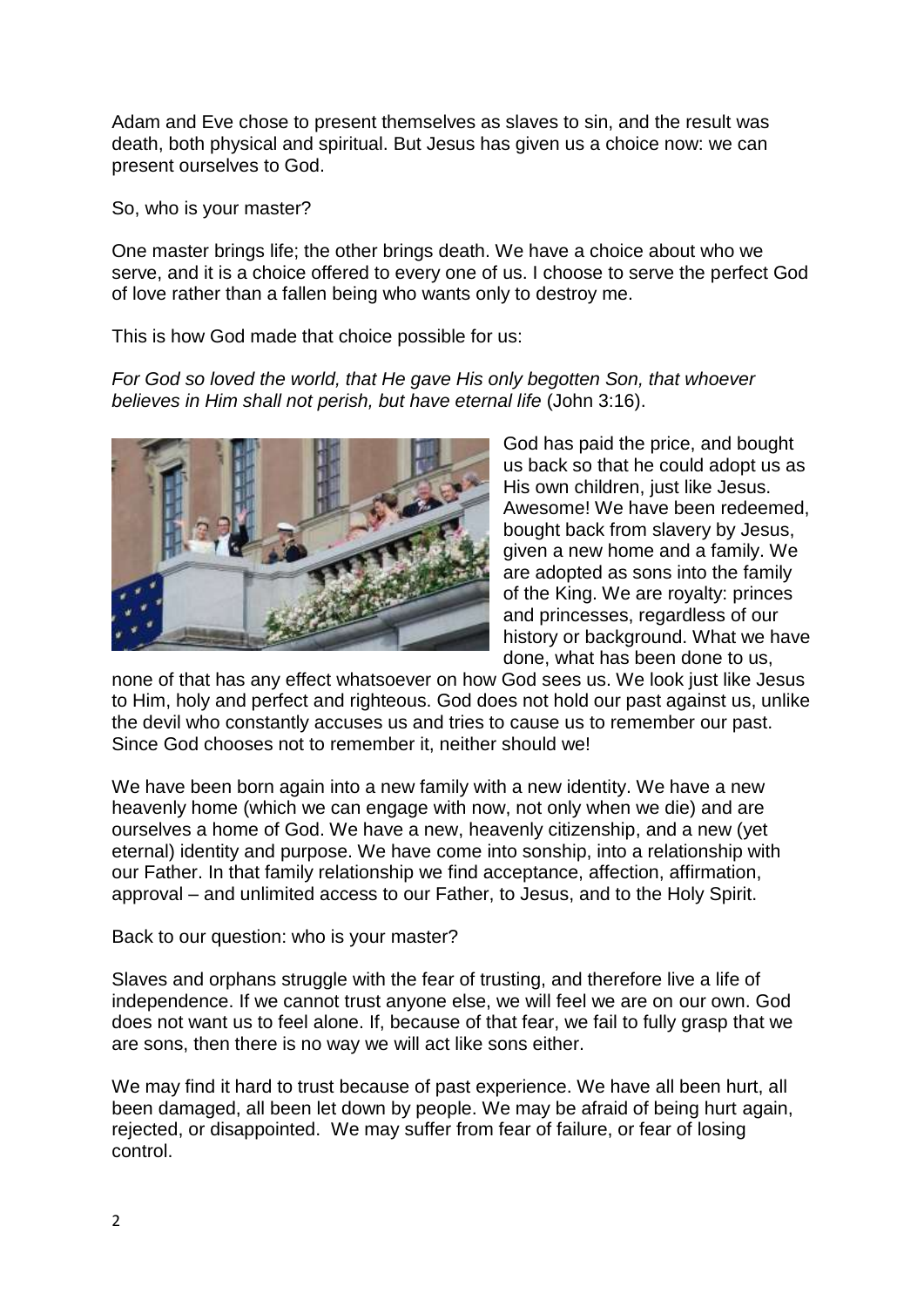Adam and Eve chose to present themselves as slaves to sin, and the result was death, both physical and spiritual. But Jesus has given us a choice now: we can present ourselves to God.

So, who is your master?

One master brings life; the other brings death. We have a choice about who we serve, and it is a choice offered to every one of us. I choose to serve the perfect God of love rather than a fallen being who wants only to destroy me.

This is how God made that choice possible for us:

*For God so loved the world, that He gave His only begotten Son, that whoever believes in Him shall not perish, but have eternal life* (John 3:16).

God has paid the price, and bought us back so that he could adopt us as His own children, just like Jesus. Awesome! We have been redeemed, bought back from slavery by Jesus, given a new home and a family. We are adopted as sons into the family of the King. We are royalty: princes and princesses, regardless of our history or background. What we have done, what has been done to us, none of that has any effect whatsoever on how God sees us. We look just like Jesus to Him, holy and perfect and righteous. God does not hold our past against us, unlike the devil who constantly accuses us and tries to cause us to remember our past. Since God chooses not to remember it, neither should we!

We have been born again into a new family with a new identity. We have a new heavenly home (which we can engage with now, not only when we die) and are ourselves a home of God. We have a new, heavenly citizenship, and a new (yet eternal) identity and purpose. We have come into sonship, into a relationship with our Father. In that family relationship we find acceptance, affection, affirmation, approval – and unlimited access to our Father, to Jesus, and to the Holy Spirit.

Back to our question: who is your master?

Slaves and orphans struggle with the fear of trusting, and therefore live a life of independence. If we cannot trust anyone else, we will feel we are on our own. God does not want us to feel alone. If, because of that fear, we fail to fully grasp that we are sons, then there is no way we will act like sons either.

We may find it hard to trust because of past experience. We have all been hurt, all been damaged, all been let down by people. We may be afraid of being hurt again, rejected, or disappointed. We may suffer from fear of failure, or fear of losing control.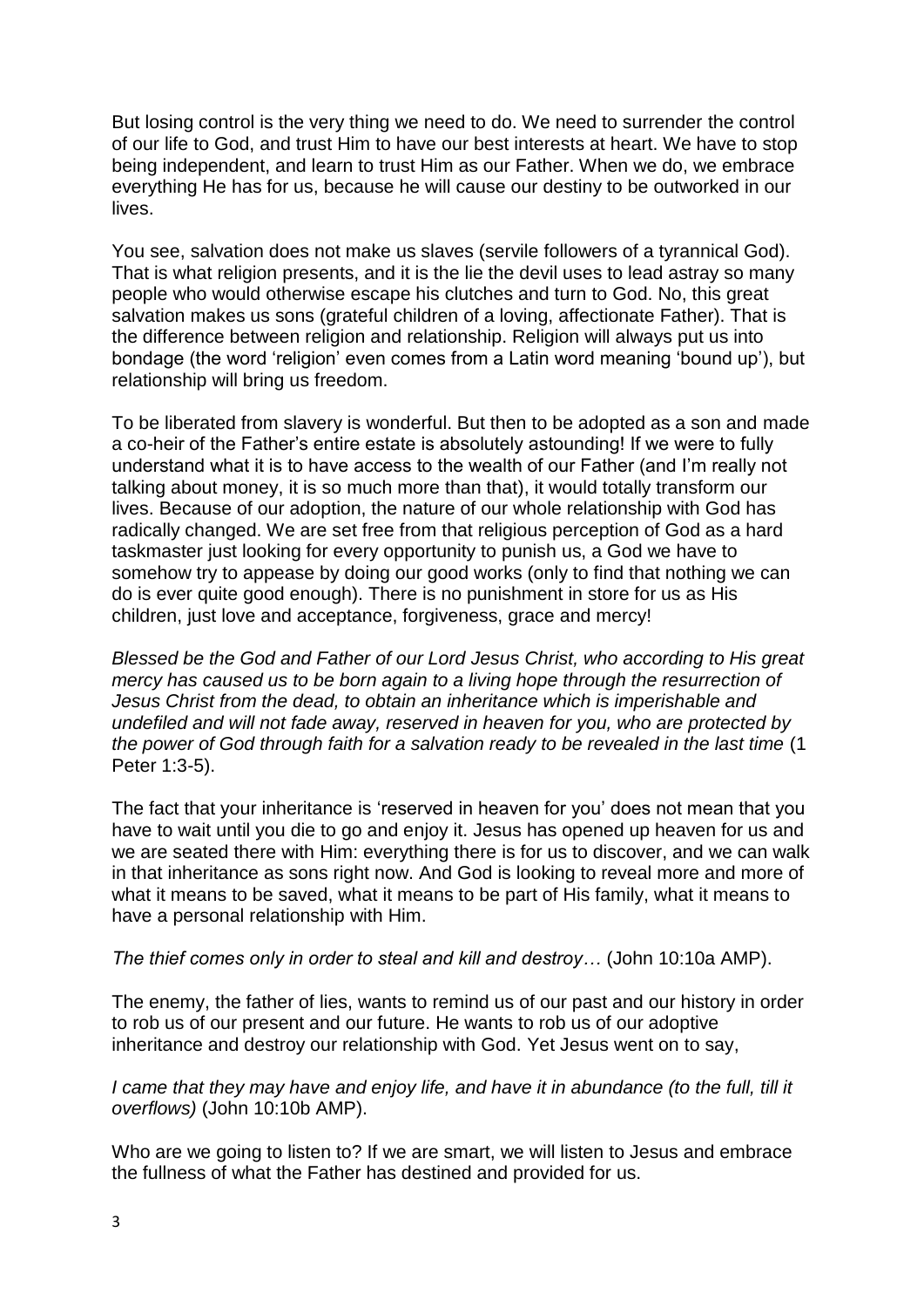But losing control is the very thing we need to do. We need to surrender the control of our life to God, and trust Him to have our best interests at heart. We have to stop being independent, and learn to trust Him as our Father. When we do, we embrace everything He has for us, because he will cause our destiny to be outworked in our lives.

You see, salvation does not make us slaves (servile followers of a tyrannical God). That is what religion presents, and it is the lie the devil uses to lead astray so many people who would otherwise escape his clutches and turn to God. No, this great salvation makes us sons (grateful children of a loving, affectionate Father). That is the difference between religion and relationship. Religion will always put us into bondage (the word 'religion' even comes from a Latin word meaning 'bound up'), but relationship will bring us freedom.

To be liberated from slavery is wonderful. But then to be adopted as a son and made a co-heir of the Father's entire estate is absolutely astounding! If we were to fully understand what it is to have access to the wealth of our Father (and I'm really not talking about money, it is so much more than that), it would totally transform our lives. Because of our adoption, the nature of our whole relationship with God has radically changed. We are set free from that religious perception of God as a hard taskmaster just looking for every opportunity to punish us, a God we have to somehow try to appease by doing our good works (only to find that nothing we can do is ever quite good enough). There is no punishment in store for us as His children, just love and acceptance, forgiveness, grace and mercy!

*Blessed be the God and Father of our Lord Jesus Christ, who according to His great mercy has caused us to be born again to a living hope through the resurrection of Jesus Christ from the dead, to obtain an inheritance which is imperishable and undefiled and will not fade away, reserved in heaven for you, who are protected by the power of God through faith for a salvation ready to be revealed in the last time* (1 Peter 1:3-5).

The fact that your inheritance is 'reserved in heaven for you' does not mean that you have to wait until you die to go and enjoy it. Jesus has opened up heaven for us and we are seated there with Him: everything there is for us to discover, and we can walk in that inheritance as sons right now. And God is looking to reveal more and more of what it means to be saved, what it means to be part of His family, what it means to have a personal relationship with Him.

*The thief comes only in order to steal and kill and destroy…* (John 10:10a AMP).

The enemy, the father of lies, wants to remind us of our past and our history in order to rob us of our present and our future. He wants to rob us of our adoptive inheritance and destroy our relationship with God. Yet Jesus went on to say,

*I came that they may have and enjoy life, and have it in abundance (to the full, till it overflows)* (John 10:10b AMP).

Who are we going to listen to? If we are smart, we will listen to Jesus and embrace the fullness of what the Father has destined and provided for us.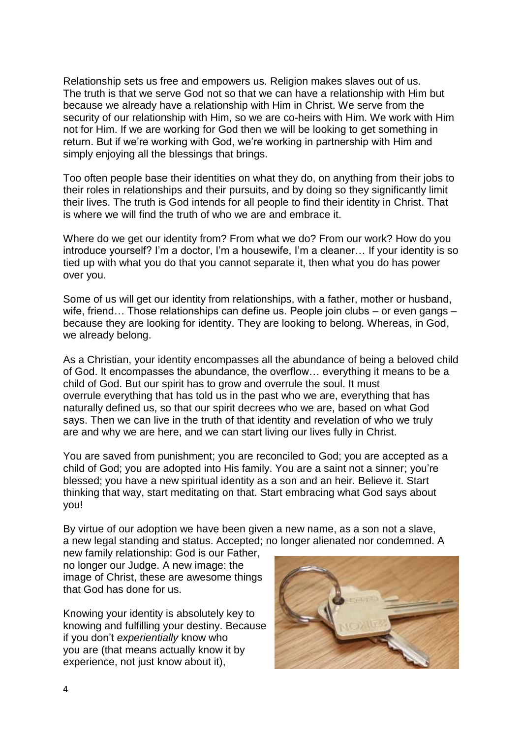Relationship sets us free and empowers us. Religion makes slaves out of us. The truth is that we serve God not so that we can have a relationship with Him but because we already have a relationship with Him in Christ. We serve from the security of our relationship with Him, so we are co-heirs with Him. We work with Him not for Him. If we are working for God then we will be looking to get something in return. But if we're working with God, we're working in partnership with Him and simply enjoying all the blessings that brings.

Too often people base their identities on what they do, on anything from their jobs to their roles in relationships and their pursuits, and by doing so they significantly limit their lives. The truth is God intends for all people to find their identity in Christ. That is where we will find the truth of who we are and embrace it.

Where do we get our identity from? From what we do? From our work? How do you introduce yourself? I'm a doctor, I'm a housewife, I'm a cleaner… If your identity is so tied up with what you do that you cannot separate it, then what you do has power over you.

Some of us will get our identity from relationships, with a father, mother or husband, wife, friend… Those relationships can define us. People join clubs – or even gangs – because they are looking for identity. They are looking to belong. Whereas, in God, we already belong.

As a Christian, your identity encompasses all the abundance of being a beloved child of God. It encompasses the abundance, the overflow… everything it means to be a child of God. But our spirit has to grow and overrule the soul. It must overrule everything that has told us in the past who we are, everything that has naturally defined us, so that our spirit decrees who we are, based on what God says. Then we can live in the truth of that identity and revelation of who we truly are and why we are here, and we can start living our lives fully in Christ.

You are saved from punishment; you are reconciled to God; you are accepted as a child of God; you are adopted into His family. You are a saint not a sinner; you're blessed; you have a new spiritual identity as a son and an heir. Believe it. Start thinking that way, start meditating on that. Start embracing what God says about you!

By virtue of our adoption we have been given a new name, as a son not a slave, a new legal standing and status. Accepted; no longer alienated nor condemned. A new family relationship: God is our Father, no longer our Judge. A new image: the image of Christ, these are awesome things that God has done for us.

Knowing your identity is absolutely key to knowing and fulfilling your destiny. Because if you don't *experientially* know who you are (that means actually know it by experience, not just know about it),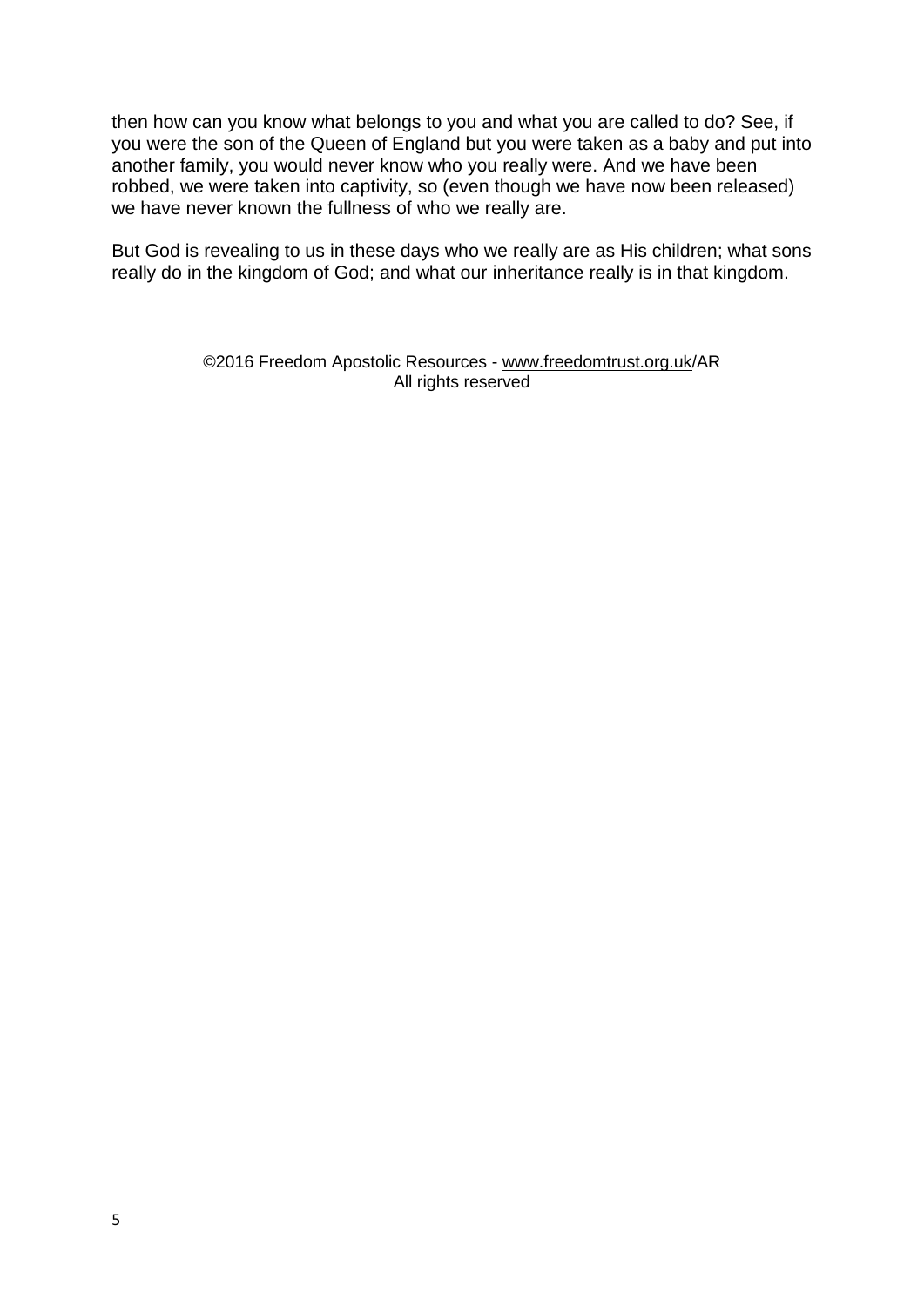then how can you know what belongs to you and what you are called to do? See, if you were the son of the Queen of England but you were taken as a baby and put into another family, you would never know who you really were. And we have been robbed, we were taken into captivity, so (even though we have now been released) we have never known the fullness of who we really are.

But God is revealing to us in these days who we really are as His children; what sons really do in the kingdom of God; and what our inheritance really is in that kingdom.

©2016 Freedom Apostolic Resources - www.freedomtrust.org.uk/AR
All rights reserved